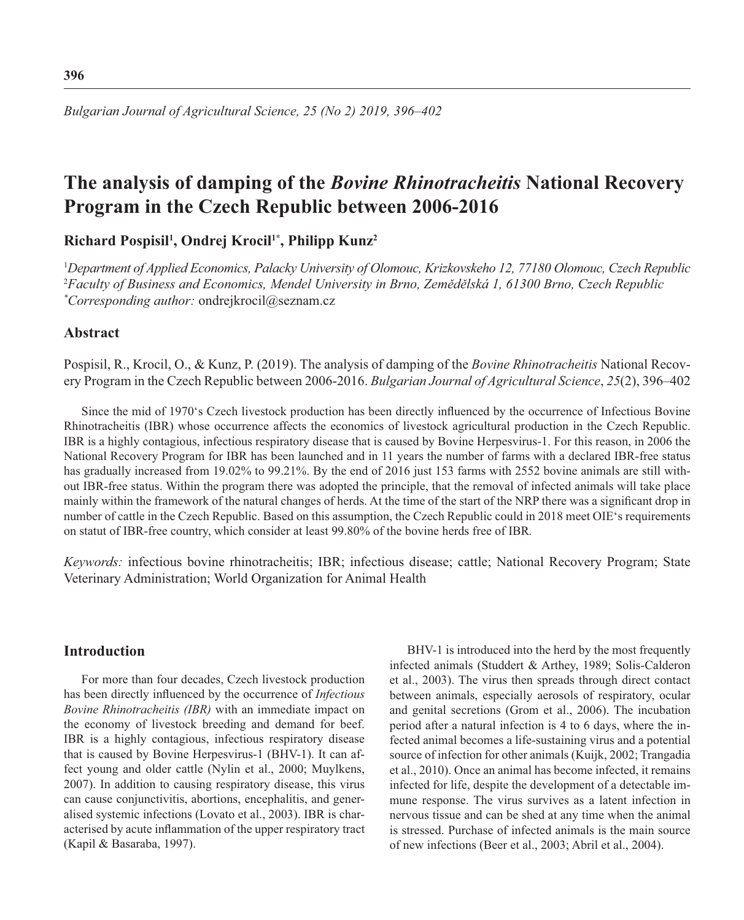# The analysis of damping of the *Bovine Rhinotracheitis* National Recovery Program in the Czech Republic between 2006-2016

**Richard Pospisil[1], Ondrej Krocil[1*], Philipp Kunz[2]**

[1]*Department of Applied Economics, Palacky University of Olomouc, Krizkovskeho 12, 77180 Olomouc, Czech Republic*
[2]*Faculty of Business and Economics, Mendel University in Brno, Zemědělská 1, 61300 Brno, Czech Republic*
[*]*Corresponding author:* ondrejkrocil@seznam.cz

## Abstract

Pospisil, R., Krocil, O., & Kunz, P. (2019). The analysis of damping of the *Bovine Rhinotracheitis* National Recovery Program in the Czech Republic between 2006-2016. *Bulgarian Journal of Agricultural Science*, *25*(2), 396–402

Since the mid of 1970's Czech livestock production has been directly influenced by the occurrence of Infectious Bovine Rhinotracheitis (IBR) whose occurrence affects the economics of livestock agricultural production in the Czech Republic. IBR is a highly contagious, infectious respiratory disease that is caused by Bovine Herpesvirus-1. For this reason, in 2006 the National Recovery Program for IBR has been launched and in 11 years the number of farms with a declared IBR-free status has gradually increased from 19.02% to 99.21%. By the end of 2016 just 153 farms with 2552 bovine animals are still without IBR-free status. Within the program there was adopted the principle, that the removal of infected animals will take place mainly within the framework of the natural changes of herds. At the time of the start of the NRP there was a significant drop in number of cattle in the Czech Republic. Based on this assumption, the Czech Republic could in 2018 meet OIE's requirements on statut of IBR-free country, which consider at least 99.80% of the bovine herds free of IBR.

*Keywords:* infectious bovine rhinotracheitis; IBR; infectious disease; cattle; National Recovery Program; State Veterinary Administration; World Organization for Animal Health

## Introduction

For more than four decades, Czech livestock production has been directly influenced by the occurrence of *Infectious Bovine Rhinotracheitis (IBR)* with an immediate impact on the economy of livestock breeding and demand for beef. IBR is a highly contagious, infectious respiratory disease that is caused by Bovine Herpesvirus-1 (BHV-1). It can affect young and older cattle (Nylin et al., 2000; Muylkens, 2007). In addition to causing respiratory disease, this virus can cause conjunctivitis, abortions, encephalitis, and generalised systemic infections (Lovato et al., 2003). IBR is characterised by acute inflammation of the upper respiratory tract (Kapil & Basaraba, 1997).

BHV-1 is introduced into the herd by the most frequently infected animals (Studdert & Arthey, 1989; Solis-Calderon et al., 2003). The virus then spreads through direct contact between animals, especially aerosols of respiratory, ocular and genital secretions (Grom et al., 2006). The incubation period after a natural infection is 4 to 6 days, where the infected animal becomes a life-sustaining virus and a potential source of infection for other animals (Kuijk, 2002; Trangadia et al., 2010). Once an animal has become infected, it remains infected for life, despite the development of a detectable immune response. The virus survives as a latent infection in nervous tissue and can be shed at any time when the animal is stressed. Purchase of infected animals is the main source of new infections (Beer et al., 2003; Abril et al., 2004).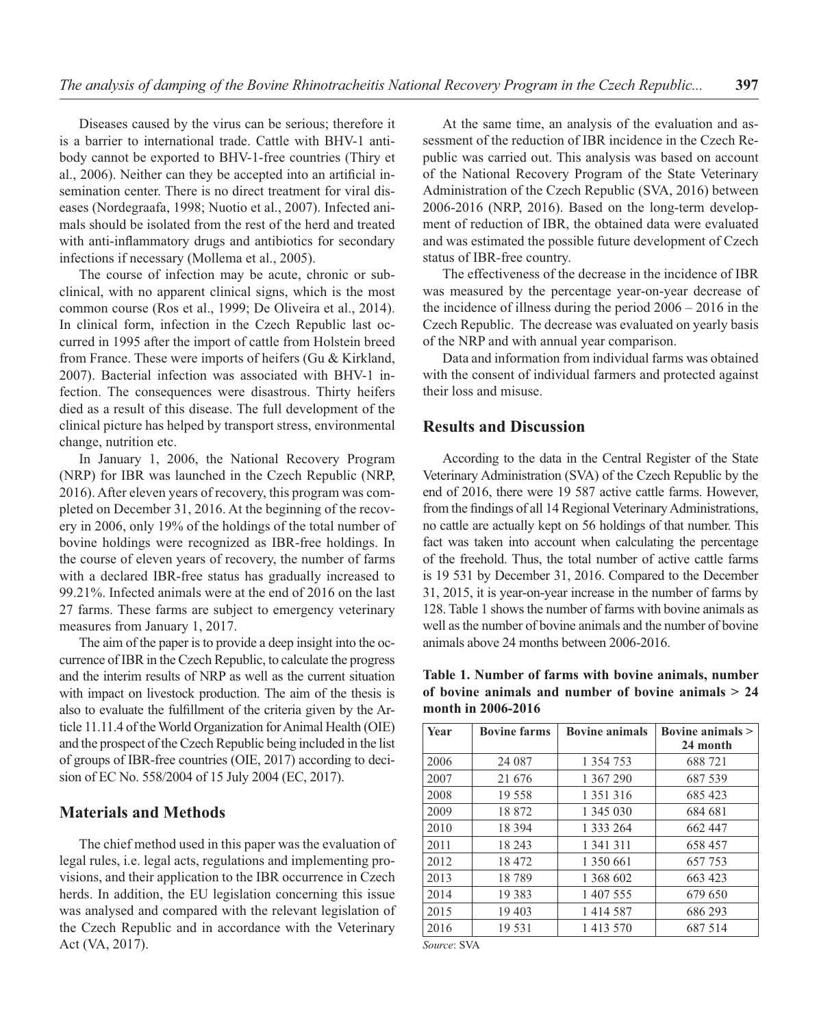Diseases caused by the virus can be serious; therefore it is a barrier to international trade. Cattle with BHV-1 antibody cannot be exported to BHV-1-free countries (Thiry et al., 2006). Neither can they be accepted into an artificial insemination center. There is no direct treatment for viral diseases (Nordegraafa, 1998; Nuotio et al., 2007). Infected animals should be isolated from the rest of the herd and treated with anti-inflammatory drugs and antibiotics for secondary infections if necessary (Mollema et al., 2005).

The course of infection may be acute, chronic or subclinical, with no apparent clinical signs, which is the most common course (Ros et al., 1999; De Oliveira et al., 2014). In clinical form, infection in the Czech Republic last occurred in 1995 after the import of cattle from Holstein breed from France. These were imports of heifers (Gu & Kirkland, 2007). Bacterial infection was associated with BHV-1 infection. The consequences were disastrous. Thirty heifers died as a result of this disease. The full development of the clinical picture has helped by transport stress, environmental change, nutrition etc.

In January 1, 2006, the National Recovery Program (NRP) for IBR was launched in the Czech Republic (NRP, 2016). After eleven years of recovery, this program was completed on December 31, 2016. At the beginning of the recovery in 2006, only 19% of the holdings of the total number of bovine holdings were recognized as IBR-free holdings. In the course of eleven years of recovery, the number of farms with a declared IBR-free status has gradually increased to 99.21%. Infected animals were at the end of 2016 on the last 27 farms. These farms are subject to emergency veterinary measures from January 1, 2017.

The aim of the paper is to provide a deep insight into the occurrence of IBR in the Czech Republic, to calculate the progress and the interim results of NRP as well as the current situation with impact on livestock production. The aim of the thesis is also to evaluate the fulfillment of the criteria given by the Article 11.11.4 of the World Organization for Animal Health (OIE) and the prospect of the Czech Republic being included in the list of groups of IBR-free countries (OIE, 2017) according to decision of EC No. 558/2004 of 15 July 2004 (EC, 2017).

## Materials and Methods

The chief method used in this paper was the evaluation of legal rules, i.e. legal acts, regulations and implementing provisions, and their application to the IBR occurrence in Czech herds. In addition, the EU legislation concerning this issue was analysed and compared with the relevant legislation of the Czech Republic and in accordance with the Veterinary Act (VA, 2017).

At the same time, an analysis of the evaluation and assessment of the reduction of IBR incidence in the Czech Republic was carried out. This analysis was based on account of the National Recovery Program of the State Veterinary Administration of the Czech Republic (SVA, 2016) between 2006-2016 (NRP, 2016). Based on the long-term development of reduction of IBR, the obtained data were evaluated and was estimated the possible future development of Czech status of IBR-free country.

The effectiveness of the decrease in the incidence of IBR was measured by the percentage year-on-year decrease of the incidence of illness during the period 2006 – 2016 in the Czech Republic. The decrease was evaluated on yearly basis of the NRP and with annual year comparison.

Data and information from individual farms was obtained with the consent of individual farmers and protected against their loss and misuse.

## Results and Discussion

According to the data in the Central Register of the State Veterinary Administration (SVA) of the Czech Republic by the end of 2016, there were 19 587 active cattle farms. However, from the findings of all 14 Regional Veterinary Administrations, no cattle are actually kept on 56 holdings of that number. This fact was taken into account when calculating the percentage of the freehold. Thus, the total number of active cattle farms is 19 531 by December 31, 2016. Compared to the December 31, 2015, it is year-on-year increase in the number of farms by 128. Table 1 shows the number of farms with bovine animals as well as the number of bovine animals and the number of bovine animals above 24 months between 2006-2016.

**Table 1. Number of farms with bovine animals, number of bovine animals and number of bovine animals > 24 month in 2006-2016**

| Year | Bovine farms | Bovine animals | Bovine animals > 24 month |
|---|---|---|---|
| 2006 | 24 087 | 1 354 753 | 688 721 |
| 2007 | 21 676 | 1 367 290 | 687 539 |
| 2008 | 19 558 | 1 351 316 | 685 423 |
| 2009 | 18 872 | 1 345 030 | 684 681 |
| 2010 | 18 394 | 1 333 264 | 662 447 |
| 2011 | 18 243 | 1 341 311 | 658 457 |
| 2012 | 18 472 | 1 350 661 | 657 753 |
| 2013 | 18 789 | 1 368 602 | 663 423 |
| 2014 | 19 383 | 1 407 555 | 679 650 |
| 2015 | 19 403 | 1 414 587 | 686 293 |
| 2016 | 19 531 | 1 413 570 | 687 514 |

*Source*: SVA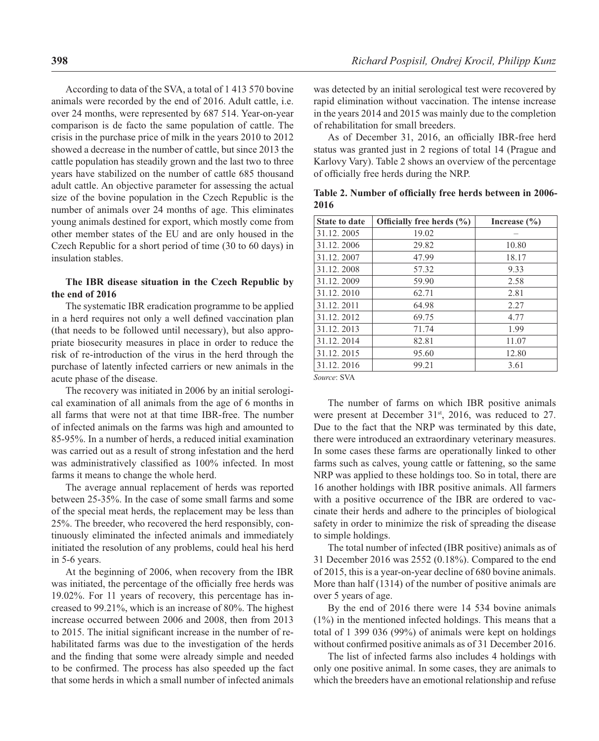According to data of the SVA, a total of 1 413 570 bovine animals were recorded by the end of 2016. Adult cattle, i.e. over 24 months, were represented by 687 514. Year-on-year comparison is de facto the same population of cattle. The crisis in the purchase price of milk in the years 2010 to 2012 showed a decrease in the number of cattle, but since 2013 the cattle population has steadily grown and the last two to three years have stabilized on the number of cattle 685 thousand adult cattle. An objective parameter for assessing the actual size of the bovine population in the Czech Republic is the number of animals over 24 months of age. This eliminates young animals destined for export, which mostly come from other member states of the EU and are only housed in the Czech Republic for a short period of time (30 to 60 days) in insulation stables.

### The IBR disease situation in the Czech Republic by the end of 2016

The systematic IBR eradication programme to be applied in a herd requires not only a well defined vaccination plan (that needs to be followed until necessary), but also appropriate biosecurity measures in place in order to reduce the risk of re-introduction of the virus in the herd through the purchase of latently infected carriers or new animals in the acute phase of the disease.

The recovery was initiated in 2006 by an initial serological examination of all animals from the age of 6 months in all farms that were not at that time IBR-free. The number of infected animals on the farms was high and amounted to 85-95%. In a number of herds, a reduced initial examination was carried out as a result of strong infestation and the herd was administratively classified as 100% infected. In most farms it means to change the whole herd.

The average annual replacement of herds was reported between 25-35%. In the case of some small farms and some of the special meat herds, the replacement may be less than 25%. The breeder, who recovered the herd responsibly, continuously eliminated the infected animals and immediately initiated the resolution of any problems, could heal his herd in 5-6 years.

At the beginning of 2006, when recovery from the IBR was initiated, the percentage of the officially free herds was 19.02%. For 11 years of recovery, this percentage has increased to 99.21%, which is an increase of 80%. The highest increase occurred between 2006 and 2008, then from 2013 to 2015. The initial significant increase in the number of rehabilitated farms was due to the investigation of the herds and the finding that some were already simple and needed to be confirmed. The process has also speeded up the fact that some herds in which a small number of infected animals was detected by an initial serological test were recovered by rapid elimination without vaccination. The intense increase in the years 2014 and 2015 was mainly due to the completion of rehabilitation for small breeders.

As of December 31, 2016, an officially IBR-free herd status was granted just in 2 regions of total 14 (Prague and Karlovy Vary). Table 2 shows an overview of the percentage of officially free herds during the NRP.

**Table 2. Number of officially free herds between in 2006-2016**

| State to date | Officially free herds (%) | Increase (%) |
|---|---|---|
| 31.12. 2005 | 19.02 | – |
| 31.12. 2006 | 29.82 | 10.80 |
| 31.12. 2007 | 47.99 | 18.17 |
| 31.12. 2008 | 57.32 | 9.33 |
| 31.12. 2009 | 59.90 | 2.58 |
| 31.12. 2010 | 62.71 | 2.81 |
| 31.12. 2011 | 64.98 | 2.27 |
| 31.12. 2012 | 69.75 | 4.77 |
| 31.12. 2013 | 71.74 | 1.99 |
| 31.12. 2014 | 82.81 | 11.07 |
| 31.12. 2015 | 95.60 | 12.80 |
| 31.12. 2016 | 99.21 | 3.61 |

*Source*: SVA

The number of farms on which IBR positive animals were present at December 31st, 2016, was reduced to 27. Due to the fact that the NRP was terminated by this date, there were introduced an extraordinary veterinary measures. In some cases these farms are operationally linked to other farms such as calves, young cattle or fattening, so the same NRP was applied to these holdings too. So in total, there are 16 another holdings with IBR positive animals. All farmers with a positive occurrence of the IBR are ordered to vaccinate their herds and adhere to the principles of biological safety in order to minimize the risk of spreading the disease to simple holdings.

The total number of infected (IBR positive) animals as of 31 December 2016 was 2552 (0.18%). Compared to the end of 2015, this is a year-on-year decline of 680 bovine animals. More than half (1314) of the number of positive animals are over 5 years of age.

By the end of 2016 there were 14 534 bovine animals (1%) in the mentioned infected holdings. This means that a total of 1 399 036 (99%) of animals were kept on holdings without confirmed positive animals as of 31 December 2016.

The list of infected farms also includes 4 holdings with only one positive animal. In some cases, they are animals to which the breeders have an emotional relationship and refuse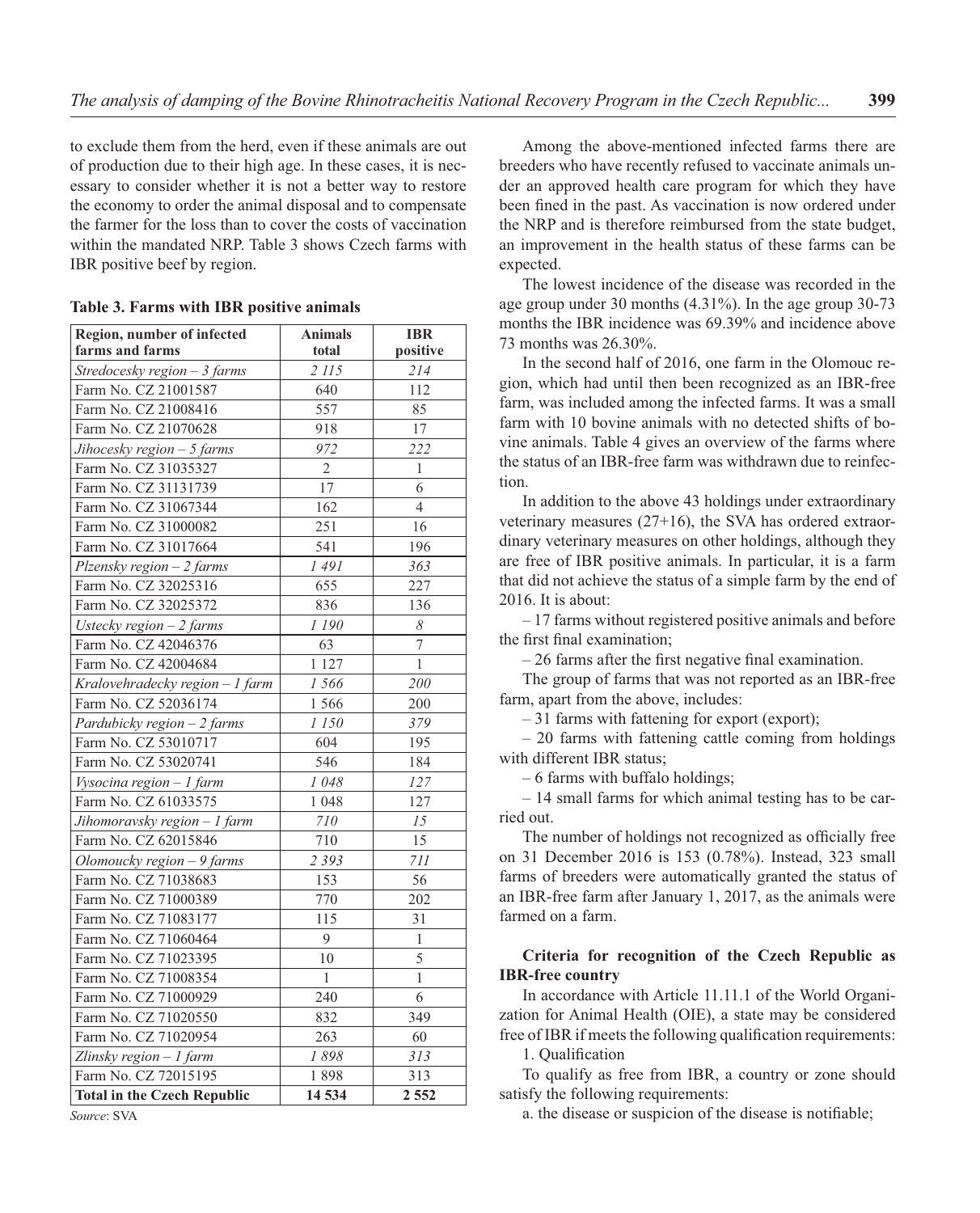to exclude them from the herd, even if these animals are out of production due to their high age. In these cases, it is necessary to consider whether it is not a better way to restore the economy to order the animal disposal and to compensate the farmer for the loss than to cover the costs of vaccination within the mandated NRP. Table 3 shows Czech farms with IBR positive beef by region.

**Table 3. Farms with IBR positive animals**

| Region, number of infected farms and farms | Animals total | IBR positive |
|---|---|---|
| *Stredocesky region – 3 farms* | *2 115* | *214* |
| Farm No. CZ 21001587 | 640 | 112 |
| Farm No. CZ 21008416 | 557 | 85 |
| Farm No. CZ 21070628 | 918 | 17 |
| *Jihocesky region – 5 farms* | *972* | *222* |
| Farm No. CZ 31035327 | 2 | 1 |
| Farm No. CZ 31131739 | 17 | 6 |
| Farm No. CZ 31067344 | 162 | 4 |
| Farm No. CZ 31000082 | 251 | 16 |
| Farm No. CZ 31017664 | 541 | 196 |
| *Plzensky region – 2 farms* | *1 491* | *363* |
| Farm No. CZ 32025316 | 655 | 227 |
| Farm No. CZ 32025372 | 836 | 136 |
| *Ustecky region – 2 farms* | *1 190* | *8* |
| Farm No. CZ 42046376 | 63 | 7 |
| Farm No. CZ 42004684 | 1 127 | 1 |
| *Kralovehradecky region – 1 farm* | *1 566* | *200* |
| Farm No. CZ 52036174 | 1 566 | 200 |
| *Pardubicky region – 2 farms* | *1 150* | *379* |
| Farm No. CZ 53010717 | 604 | 195 |
| Farm No. CZ 53020741 | 546 | 184 |
| *Vysocina region – 1 farm* | *1 048* | *127* |
| Farm No. CZ 61033575 | 1 048 | 127 |
| *Jihomoravsky region – 1 farm* | *710* | *15* |
| Farm No. CZ 62015846 | 710 | 15 |
| *Olomoucky region – 9 farms* | *2 393* | *711* |
| Farm No. CZ 71038683 | 153 | 56 |
| Farm No. CZ 71000389 | 770 | 202 |
| Farm No. CZ 71083177 | 115 | 31 |
| Farm No. CZ 71060464 | 9 | 1 |
| Farm No. CZ 71023395 | 10 | 5 |
| Farm No. CZ 71008354 | 1 | 1 |
| Farm No. CZ 71000929 | 240 | 6 |
| Farm No. CZ 71020550 | 832 | 349 |
| Farm No. CZ 71020954 | 263 | 60 |
| *Zlinsky region – 1 farm* | *1 898* | *313* |
| Farm No. CZ 72015195 | 1 898 | 313 |
| **Total in the Czech Republic** | **14 534** | **2 552** |

*Source*: SVA

Among the above-mentioned infected farms there are breeders who have recently refused to vaccinate animals under an approved health care program for which they have been fined in the past. As vaccination is now ordered under the NRP and is therefore reimbursed from the state budget, an improvement in the health status of these farms can be expected.

The lowest incidence of the disease was recorded in the age group under 30 months (4.31%). In the age group 30-73 months the IBR incidence was 69.39% and incidence above 73 months was 26.30%.

In the second half of 2016, one farm in the Olomouc region, which had until then been recognized as an IBR-free farm, was included among the infected farms. It was a small farm with 10 bovine animals with no detected shifts of bovine animals. Table 4 gives an overview of the farms where the status of an IBR-free farm was withdrawn due to reinfection.

In addition to the above 43 holdings under extraordinary veterinary measures (27+16), the SVA has ordered extraordinary veterinary measures on other holdings, although they are free of IBR positive animals. In particular, it is a farm that did not achieve the status of a simple farm by the end of 2016. It is about:

– 17 farms without registered positive animals and before the first final examination;

– 26 farms after the first negative final examination.

The group of farms that was not reported as an IBR-free farm, apart from the above, includes:

– 31 farms with fattening for export (export);

– 20 farms with fattening cattle coming from holdings with different IBR status;

– 6 farms with buffalo holdings;

– 14 small farms for which animal testing has to be carried out.

The number of holdings not recognized as officially free on 31 December 2016 is 153 (0.78%). Instead, 323 small farms of breeders were automatically granted the status of an IBR-free farm after January 1, 2017, as the animals were farmed on a farm.

### Criteria for recognition of the Czech Republic as IBR-free country

In accordance with Article 11.11.1 of the World Organization for Animal Health (OIE), a state may be considered free of IBR if meets the following qualification requirements:

1. Qualification

To qualify as free from IBR, a country or zone should satisfy the following requirements:

a. the disease or suspicion of the disease is notifiable;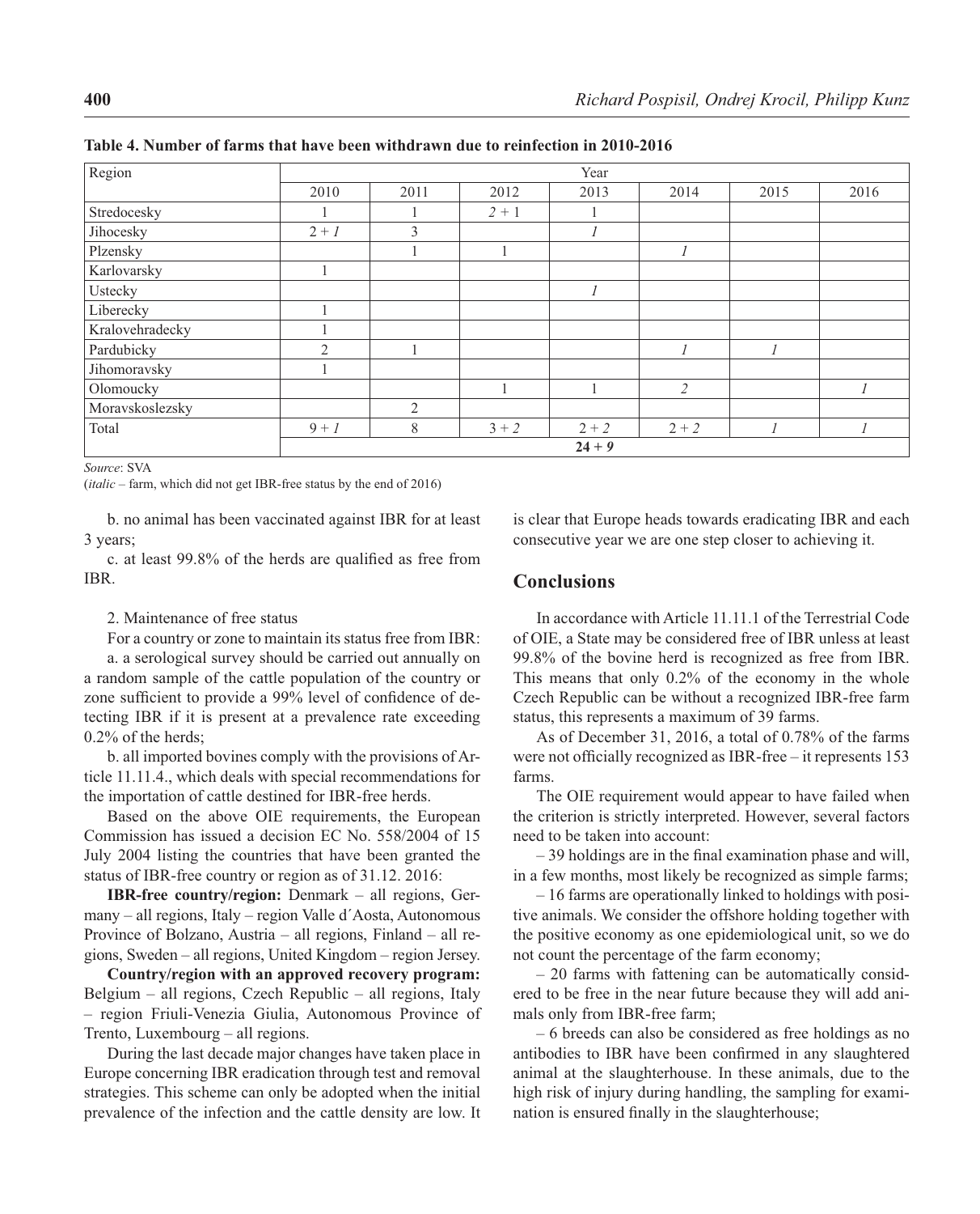**Table 4. Number of farms that have been withdrawn due to reinfection in 2010-2016**

| Region | Year | | | | | | |
|---|---|---|---|---|---|---|---|
| | 2010 | 2011 | 2012 | 2013 | 2014 | 2015 | 2016 |
| Stredocesky | 1 | 1 | 2 + *1* | 1 | | | |
| Jihocesky | 2 + *1* | 3 | | *1* | | | |
| Plzensky | | 1 | 1 | | *1* | | |
| Karlovarsky | 1 | | | | | | |
| Ustecky | | | | *1* | | | |
| Liberecky | 1 | | | | | | |
| Kralovehradecky | 1 | | | | | | |
| Pardubicky | 2 | 1 | | | *1* | *1* | |
| Jihomoravsky | 1 | | | | | | |
| Olomoucky | | | 1 | 1 | *2* | | *1* |
| Moravskoslezsky | | 2 | | | | | |
| Total | 9 + *1* | 8 | 3 + *2* | 2 + *2* | 2 + *2* | *1* | *1* |
| | **24 + *9*** | | | | | | |

*Source*: SVA

(*italic* – farm, which did not get IBR-free status by the end of 2016)

b. no animal has been vaccinated against IBR for at least 3 years;

c. at least 99.8% of the herds are qualified as free from IBR.

2. Maintenance of free status

For a country or zone to maintain its status free from IBR:

a. a serological survey should be carried out annually on a random sample of the cattle population of the country or zone sufficient to provide a 99% level of confidence of detecting IBR if it is present at a prevalence rate exceeding 0.2% of the herds;

b. all imported bovines comply with the provisions of Article 11.11.4., which deals with special recommendations for the importation of cattle destined for IBR-free herds.

Based on the above OIE requirements, the European Commission has issued a decision EC No. 558/2004 of 15 July 2004 listing the countries that have been granted the status of IBR-free country or region as of 31.12. 2016:

**IBR-free country/region:** Denmark – all regions, Germany – all regions, Italy – region Valle d´Aosta, Autonomous Province of Bolzano, Austria – all regions, Finland – all regions, Sweden – all regions, United Kingdom – region Jersey.

**Country/region with an approved recovery program:** Belgium – all regions, Czech Republic – all regions, Italy – region Friuli-Venezia Giulia, Autonomous Province of Trento, Luxembourg – all regions.

During the last decade major changes have taken place in Europe concerning IBR eradication through test and removal strategies. This scheme can only be adopted when the initial prevalence of the infection and the cattle density are low. It is clear that Europe heads towards eradicating IBR and each consecutive year we are one step closer to achieving it.

## Conclusions

In accordance with Article 11.11.1 of the Terrestrial Code of OIE, a State may be considered free of IBR unless at least 99.8% of the bovine herd is recognized as free from IBR. This means that only 0.2% of the economy in the whole Czech Republic can be without a recognized IBR-free farm status, this represents a maximum of 39 farms.

As of December 31, 2016, a total of 0.78% of the farms were not officially recognized as IBR-free – it represents 153 farms.

The OIE requirement would appear to have failed when the criterion is strictly interpreted. However, several factors need to be taken into account:

– 39 holdings are in the final examination phase and will, in a few months, most likely be recognized as simple farms;

– 16 farms are operationally linked to holdings with positive animals. We consider the offshore holding together with the positive economy as one epidemiological unit, so we do not count the percentage of the farm economy;

– 20 farms with fattening can be automatically considered to be free in the near future because they will add animals only from IBR-free farm;

– 6 breeds can also be considered as free holdings as no antibodies to IBR have been confirmed in any slaughtered animal at the slaughterhouse. In these animals, due to the high risk of injury during handling, the sampling for examination is ensured finally in the slaughterhouse;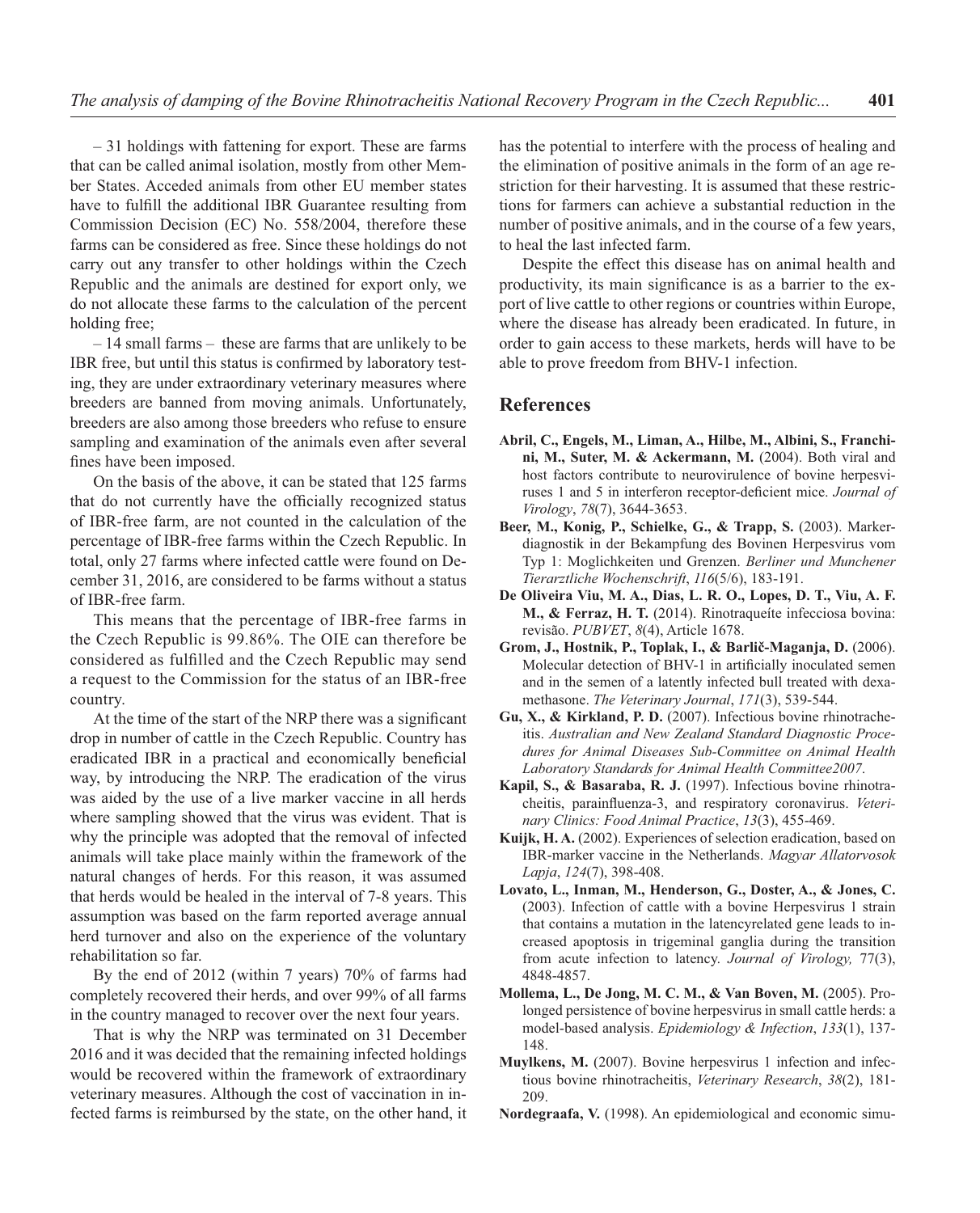– 31 holdings with fattening for export. These are farms that can be called animal isolation, mostly from other Member States. Acceded animals from other EU member states have to fulfill the additional IBR Guarantee resulting from Commission Decision (EC) No. 558/2004, therefore these farms can be considered as free. Since these holdings do not carry out any transfer to other holdings within the Czech Republic and the animals are destined for export only, we do not allocate these farms to the calculation of the percent holding free;

– 14 small farms – these are farms that are unlikely to be IBR free, but until this status is confirmed by laboratory testing, they are under extraordinary veterinary measures where breeders are banned from moving animals. Unfortunately, breeders are also among those breeders who refuse to ensure sampling and examination of the animals even after several fines have been imposed.

On the basis of the above, it can be stated that 125 farms that do not currently have the officially recognized status of IBR-free farm, are not counted in the calculation of the percentage of IBR-free farms within the Czech Republic. In total, only 27 farms where infected cattle were found on December 31, 2016, are considered to be farms without a status of IBR-free farm.

This means that the percentage of IBR-free farms in the Czech Republic is 99.86%. The OIE can therefore be considered as fulfilled and the Czech Republic may send a request to the Commission for the status of an IBR-free country.

At the time of the start of the NRP there was a significant drop in number of cattle in the Czech Republic. Country has eradicated IBR in a practical and economically beneficial way, by introducing the NRP. The eradication of the virus was aided by the use of a live marker vaccine in all herds where sampling showed that the virus was evident. That is why the principle was adopted that the removal of infected animals will take place mainly within the framework of the natural changes of herds. For this reason, it was assumed that herds would be healed in the interval of 7-8 years. This assumption was based on the farm reported average annual herd turnover and also on the experience of the voluntary rehabilitation so far.

By the end of 2012 (within 7 years) 70% of farms had completely recovered their herds, and over 99% of all farms in the country managed to recover over the next four years.

That is why the NRP was terminated on 31 December 2016 and it was decided that the remaining infected holdings would be recovered within the framework of extraordinary veterinary measures. Although the cost of vaccination in infected farms is reimbursed by the state, on the other hand, it has the potential to interfere with the process of healing and the elimination of positive animals in the form of an age restriction for their harvesting. It is assumed that these restrictions for farmers can achieve a substantial reduction in the number of positive animals, and in the course of a few years, to heal the last infected farm.

Despite the effect this disease has on animal health and productivity, its main significance is as a barrier to the export of live cattle to other regions or countries within Europe, where the disease has already been eradicated. In future, in order to gain access to these markets, herds will have to be able to prove freedom from BHV-1 infection.

## References

**Abril, C., Engels, M., Liman, A., Hilbe, M., Albini, S., Franchini, M., Suter, M. & Ackermann, M.** (2004). Both viral and host factors contribute to neurovirulence of bovine herpesviruses 1 and 5 in interferon receptor-deficient mice. *Journal of Virology*, *78*(7), 3644-3653.

**Beer, M., Konig, P., Schielke, G., & Trapp, S.** (2003). Markerdiagnostik in der Bekampfung des Bovinen Herpesvirus vom Typ 1: Moglichkeiten und Grenzen. *Berliner und Munchener Tierarztliche Wochenschrift*, *116*(5/6), 183-191.

**De Oliveira Viu, M. A., Dias, L. R. O., Lopes, D. T., Viu, A. F. M., & Ferraz, H. T.** (2014). Rinotraqueíte infecciosa bovina: revisão. *PUBVET*, *8*(4), Article 1678.

**Grom, J., Hostnik, P., Toplak, I., & Barlič-Maganja, D.** (2006). Molecular detection of BHV-1 in artificially inoculated semen and in the semen of a latently infected bull treated with dexamethasone. *The Veterinary Journal*, *171*(3), 539-544.

**Gu, X., & Kirkland, P. D.** (2007). Infectious bovine rhinotracheitis. *Australian and New Zealand Standard Diagnostic Procedures for Animal Diseases Sub-Committee on Animal Health Laboratory Standards for Animal Health Committee2007*.

**Kapil, S., & Basaraba, R. J.** (1997). Infectious bovine rhinotracheitis, parainfluenza-3, and respiratory coronavirus. *Veterinary Clinics: Food Animal Practice*, *13*(3), 455-469.

**Kuijk, H. A.** (2002). Experiences of selection eradication, based on IBR-marker vaccine in the Netherlands. *Magyar Allatorvosok Lapja*, *124*(7), 398-408.

**Lovato, L., Inman, M., Henderson, G., Doster, A., & Jones, C.** (2003). Infection of cattle with a bovine Herpesvirus 1 strain that contains a mutation in the latencyrelated gene leads to increased apoptosis in trigeminal ganglia during the transition from acute infection to latency. *Journal of Virology,* 77(3), 4848-4857.

**Mollema, L., De Jong, M. C. M., & Van Boven, M.** (2005). Prolonged persistence of bovine herpesvirus in small cattle herds: a model-based analysis. *Epidemiology & Infection*, *133*(1), 137-148.

**Muylkens, M.** (2007). Bovine herpesvirus 1 infection and infectious bovine rhinotracheitis, *Veterinary Research*, *38*(2), 181-209.

**Nordegraafa, V.** (1998). An epidemiological and economic simu-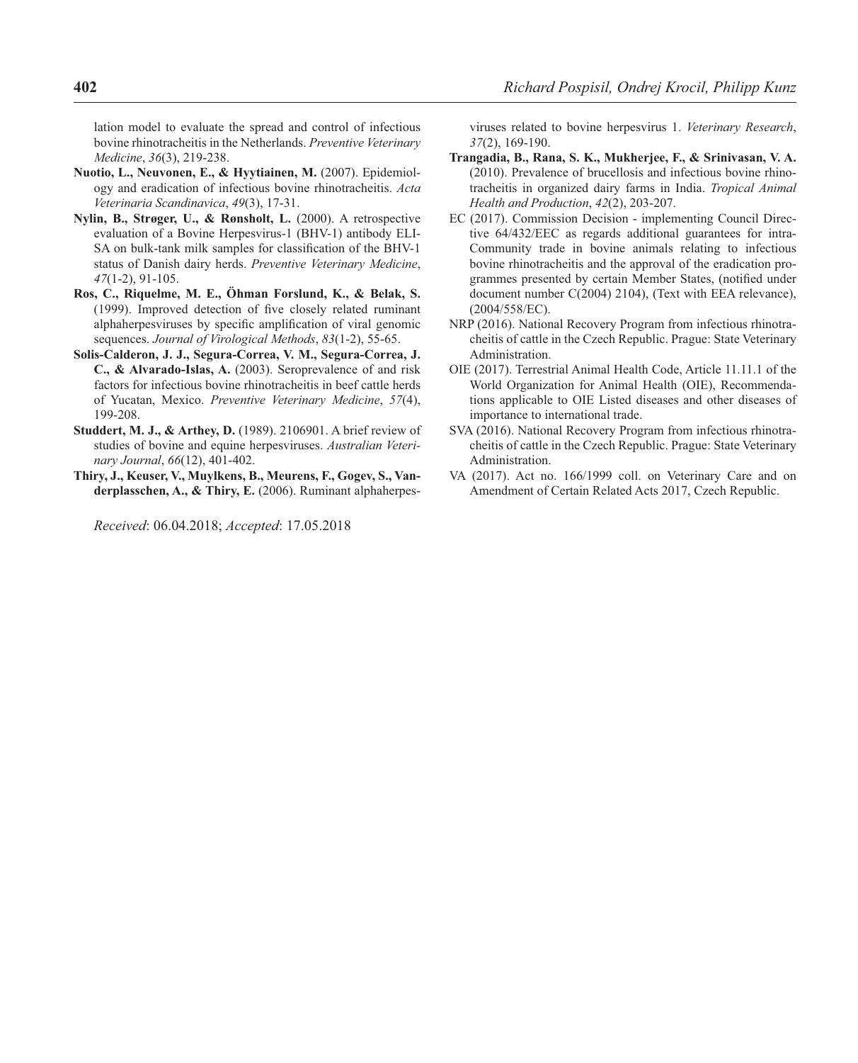lation model to evaluate the spread and control of infectious bovine rhinotracheitis in the Netherlands. *Preventive Veterinary Medicine*, *36*(3), 219-238.

**Nuotio, L., Neuvonen, E., & Hyytiainen, M.** (2007). Epidemiology and eradication of infectious bovine rhinotracheitis. *Acta Veterinaria Scandinavica*, *49*(3), 17-31.

**Nylin, B., Strøger, U., & Rønsholt, L.** (2000). A retrospective evaluation of a Bovine Herpesvirus-1 (BHV-1) antibody ELISA on bulk-tank milk samples for classification of the BHV-1 status of Danish dairy herds. *Preventive Veterinary Medicine*, *47*(1-2), 91-105.

**Ros, C., Riquelme, M. E., Öhman Forslund, K., & Belak, S.** (1999). Improved detection of five closely related ruminant alphaherpesviruses by specific amplification of viral genomic sequences. *Journal of Virological Methods*, *83*(1-2), 55-65.

**Solis-Calderon, J. J., Segura-Correa, V. M., Segura-Correa, J. C., & Alvarado-Islas, A.** (2003). Seroprevalence of and risk factors for infectious bovine rhinotracheitis in beef cattle herds of Yucatan, Mexico. *Preventive Veterinary Medicine*, *57*(4), 199-208.

**Studdert, M. J., & Arthey, D.** (1989). 2106901. A brief review of studies of bovine and equine herpesviruses. *Australian Veterinary Journal*, *66*(12), 401-402.

**Thiry, J., Keuser, V., Muylkens, B., Meurens, F., Gogev, S., Vanderplasschen, A., & Thiry, E.** (2006). Ruminant alphaherpesviruses related to bovine herpesvirus 1. *Veterinary Research*, *37*(2), 169-190.

**Trangadia, B., Rana, S. K., Mukherjee, F., & Srinivasan, V. A.** (2010). Prevalence of brucellosis and infectious bovine rhinotracheitis in organized dairy farms in India. *Tropical Animal Health and Production*, *42*(2), 203-207.

EC (2017). Commission Decision - implementing Council Directive 64/432/EEC as regards additional guarantees for intra-Community trade in bovine animals relating to infectious bovine rhinotracheitis and the approval of the eradication programmes presented by certain Member States, (notified under document number C(2004) 2104), (Text with EEA relevance), (2004/558/EC).

NRP (2016). National Recovery Program from infectious rhinotracheitis of cattle in the Czech Republic. Prague: State Veterinary Administration.

OIE (2017). Terrestrial Animal Health Code, Article 11.11.1 of the World Organization for Animal Health (OIE), Recommendations applicable to OIE Listed diseases and other diseases of importance to international trade.

SVA (2016). National Recovery Program from infectious rhinotracheitis of cattle in the Czech Republic. Prague: State Veterinary Administration.

VA (2017). Act no. 166/1999 coll. on Veterinary Care and on Amendment of Certain Related Acts 2017, Czech Republic.

*Received*: 06.04.2018; *Accepted*: 17.05.2018